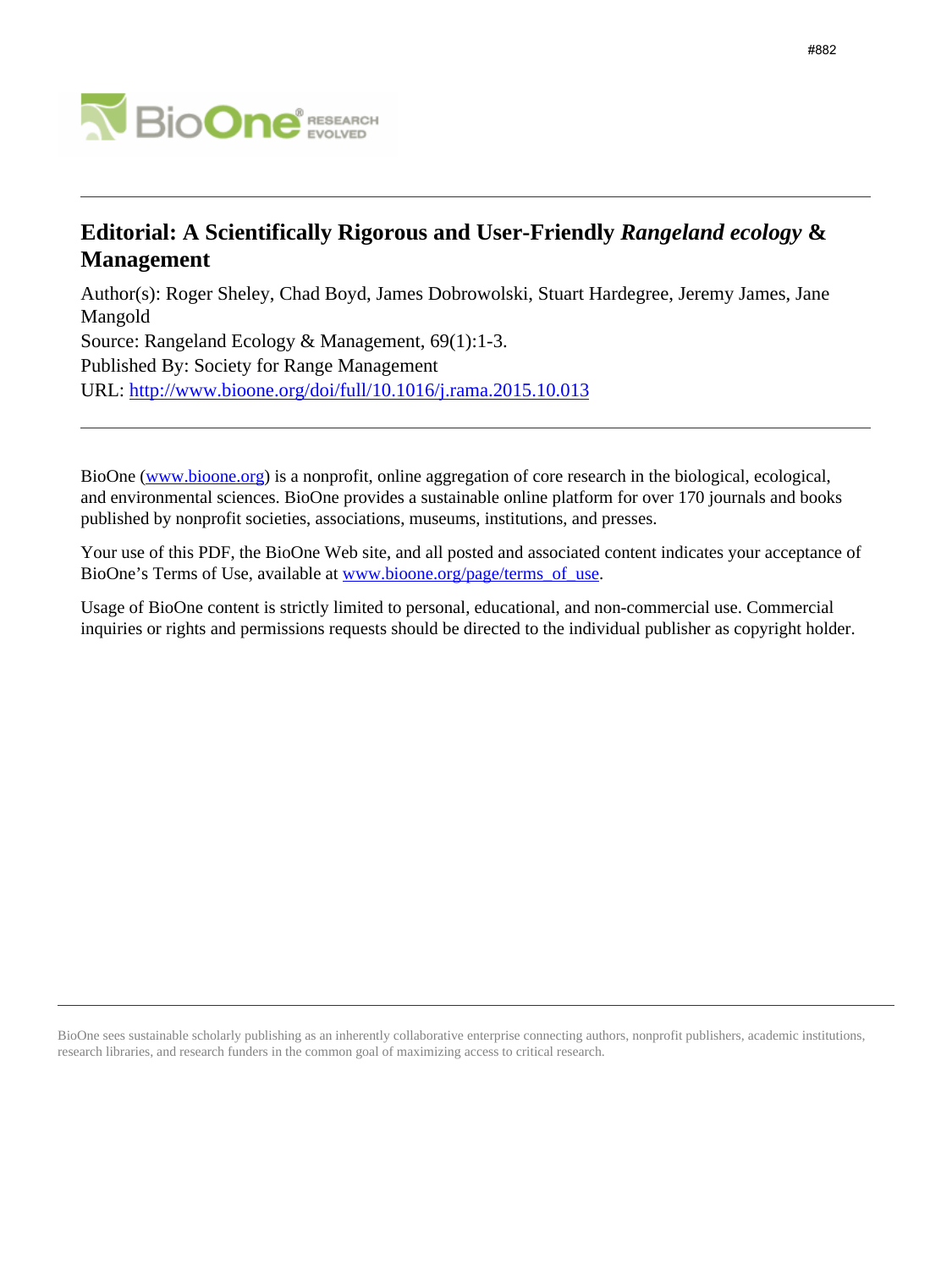# Editorial: A Scientifically Rigorous and User-Friendly *Rangeland ecology* & Management

Author(s): Roger Sheley, Chad Boyd, James Dobrowolski, Stuart Hardegree, Jeremy James, Jane Mangold

Source: Rangeland Ecology & Management, 69(1):1-3.

Published By: Society for Range Management

URL: http://www.bioone.org/doi/full/10.1016/j.rama.2015.10.013

---

BioOne (www.bioone.org) is a nonprofit, online aggregation of core research in the biological, ecological, and environmental sciences. BioOne provides a sustainable online platform for over 170 journals and books published by nonprofit societies, associations, museums, institutions, and presses.

Your use of this PDF, the BioOne Web site, and all posted and associated content indicates your acceptance of BioOne's Terms of Use, available at www.bioone.org/page/terms_of_use.

Usage of BioOne content is strictly limited to personal, educational, and non-commercial use. Commercial inquiries or rights and permissions requests should be directed to the individual publisher as copyright holder.

---

BioOne sees sustainable scholarly publishing as an inherently collaborative enterprise connecting authors, nonprofit publishers, academic institutions, research libraries, and research funders in the common goal of maximizing access to critical research.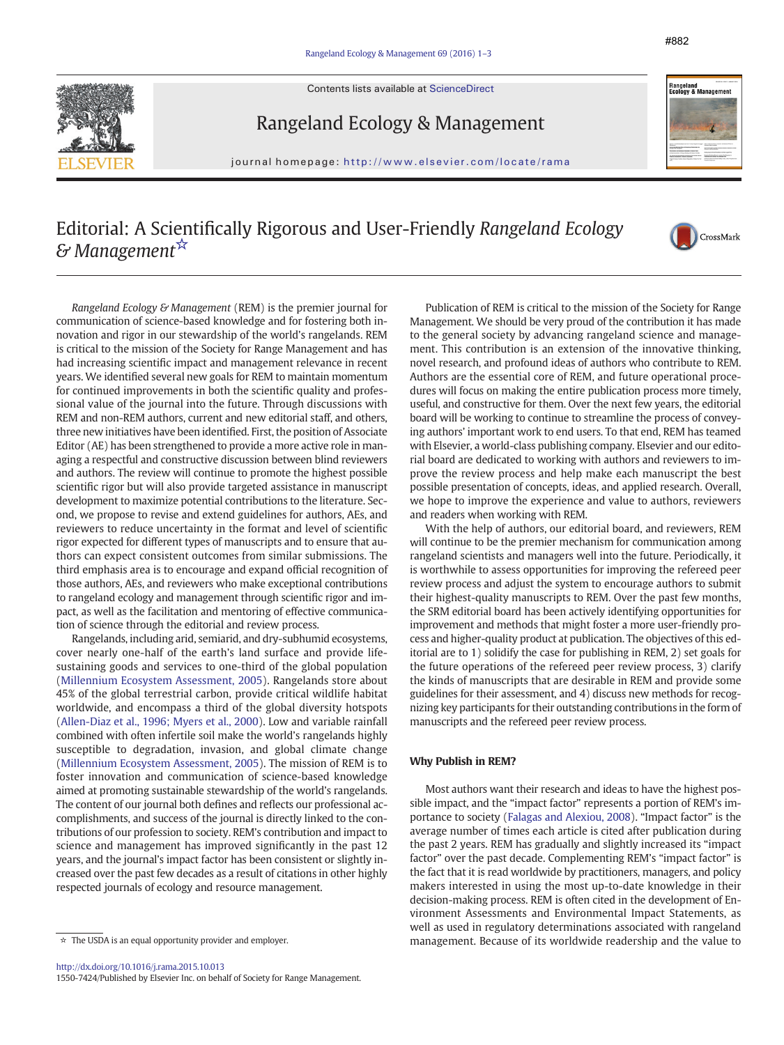# Editorial: A Scientifically Rigorous and User-Friendly *Rangeland Ecology & Management*☆

*Rangeland Ecology & Management* (REM) is the premier journal for communication of science-based knowledge and for fostering both innovation and rigor in our stewardship of the world's rangelands. REM is critical to the mission of the Society for Range Management and has had increasing scientific impact and management relevance in recent years. We identified several new goals for REM to maintain momentum for continued improvements in both the scientific quality and professional value of the journal into the future. Through discussions with REM and non-REM authors, current and new editorial staff, and others, three new initiatives have been identified. First, the position of Associate Editor (AE) has been strengthened to provide a more active role in managing a respectful and constructive discussion between blind reviewers and authors. The review will continue to promote the highest possible scientific rigor but will also provide targeted assistance in manuscript development to maximize potential contributions to the literature. Second, we propose to revise and extend guidelines for authors, AEs, and reviewers to reduce uncertainty in the format and level of scientific rigor expected for different types of manuscripts and to ensure that authors can expect consistent outcomes from similar submissions. The third emphasis area is to encourage and expand official recognition of those authors, AEs, and reviewers who make exceptional contributions to rangeland ecology and management through scientific rigor and impact, as well as the facilitation and mentoring of effective communication of science through the editorial and review process.

Rangelands, including arid, semiarid, and dry-subhumid ecosystems, cover nearly one-half of the earth's land surface and provide life-sustaining goods and services to one-third of the global population (Millennium Ecosystem Assessment, 2005). Rangelands store about 45% of the global terrestrial carbon, provide critical wildlife habitat worldwide, and encompass a third of the global diversity hotspots (Allen-Diaz et al., 1996; Myers et al., 2000). Low and variable rainfall combined with often infertile soil make the world's rangelands highly susceptible to degradation, invasion, and global climate change (Millennium Ecosystem Assessment, 2005). The mission of REM is to foster innovation and communication of science-based knowledge aimed at promoting sustainable stewardship of the world's rangelands. The content of our journal both defines and reflects our professional accomplishments, and success of the journal is directly linked to the contributions of our profession to society. REM's contribution and impact to science and management has improved significantly in the past 12 years, and the journal's impact factor has been consistent or slightly increased over the past few decades as a result of citations in other highly respected journals of ecology and resource management.

Publication of REM is critical to the mission of the Society for Range Management. We should be very proud of the contribution it has made to the general society by advancing rangeland science and management. This contribution is an extension of the innovative thinking, novel research, and profound ideas of authors who contribute to REM. Authors are the essential core of REM, and future operational procedures will focus on making the entire publication process more timely, useful, and constructive for them. Over the next few years, the editorial board will be working to continue to streamline the process of conveying authors' important work to end users. To that end, REM has teamed with Elsevier, a world-class publishing company. Elsevier and our editorial board are dedicated to working with authors and reviewers to improve the review process and help make each manuscript the best possible presentation of concepts, ideas, and applied research. Overall, we hope to improve the experience and value to authors, reviewers and readers when working with REM.

With the help of authors, our editorial board, and reviewers, REM will continue to be the premier mechanism for communication among rangeland scientists and managers well into the future. Periodically, it is worthwhile to assess opportunities for improving the refereed peer review process and adjust the system to encourage authors to submit their highest-quality manuscripts to REM. Over the past few months, the SRM editorial board has been actively identifying opportunities for improvement and methods that might foster a more user-friendly process and higher-quality product at publication. The objectives of this editorial are to 1) solidify the case for publishing in REM, 2) set goals for the future operations of the refereed peer review process, 3) clarify the kinds of manuscripts that are desirable in REM and provide some guidelines for their assessment, and 4) discuss new methods for recognizing key participants for their outstanding contributions in the form of manuscripts and the refereed peer review process.

## Why Publish in REM?

Most authors want their research and ideas to have the highest possible impact, and the "impact factor" represents a portion of REM's importance to society (Falagas and Alexiou, 2008). "Impact factor" is the average number of times each article is cited after publication during the past 2 years. REM has gradually and slightly increased its "impact factor" over the past decade. Complementing REM's "impact factor" is the fact that it is read worldwide by practitioners, managers, and policy makers interested in using the most up-to-date knowledge in their decision-making process. REM is often cited in the development of Environment Assessments and Environmental Impact Statements, as well as used in regulatory determinations associated with rangeland management. Because of its worldwide readership and the value to

☆ The USDA is an equal opportunity provider and employer.

http://dx.doi.org/10.1016/j.rama.2015.10.013
1550-7424/Published by Elsevier Inc. on behalf of Society for Range Management.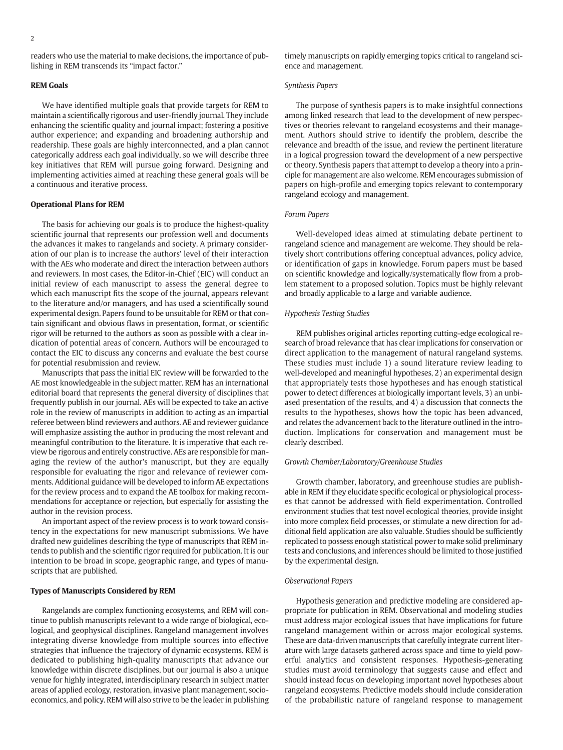readers who use the material to make decisions, the importance of publishing in REM transcends its "impact factor."

## REM Goals

We have identified multiple goals that provide targets for REM to maintain a scientifically rigorous and user-friendly journal. They include enhancing the scientific quality and journal impact; fostering a positive author experience; and expanding and broadening authorship and readership. These goals are highly interconnected, and a plan cannot categorically address each goal individually, so we will describe three key initiatives that REM will pursue going forward. Designing and implementing activities aimed at reaching these general goals will be a continuous and iterative process.

## Operational Plans for REM

The basis for achieving our goals is to produce the highest-quality scientific journal that represents our profession well and documents the advances it makes to rangelands and society. A primary consideration of our plan is to increase the authors' level of their interaction with the AEs who moderate and direct the interaction between authors and reviewers. In most cases, the Editor-in-Chief (EIC) will conduct an initial review of each manuscript to assess the general degree to which each manuscript fits the scope of the journal, appears relevant to the literature and/or managers, and has used a scientifically sound experimental design. Papers found to be unsuitable for REM or that contain significant and obvious flaws in presentation, format, or scientific rigor will be returned to the authors as soon as possible with a clear indication of potential areas of concern. Authors will be encouraged to contact the EIC to discuss any concerns and evaluate the best course for potential resubmission and review.

Manuscripts that pass the initial EIC review will be forwarded to the AE most knowledgeable in the subject matter. REM has an international editorial board that represents the general diversity of disciplines that frequently publish in our journal. AEs will be expected to take an active role in the review of manuscripts in addition to acting as an impartial referee between blind reviewers and authors. AE and reviewer guidance will emphasize assisting the author in producing the most relevant and meaningful contribution to the literature. It is imperative that each review be rigorous and entirely constructive. AEs are responsible for managing the review of the author's manuscript, but they are equally responsible for evaluating the rigor and relevance of reviewer comments. Additional guidance will be developed to inform AE expectations for the review process and to expand the AE toolbox for making recommendations for acceptance or rejection, but especially for assisting the author in the revision process.

An important aspect of the review process is to work toward consistency in the expectations for new manuscript submissions. We have drafted new guidelines describing the type of manuscripts that REM intends to publish and the scientific rigor required for publication. It is our intention to be broad in scope, geographic range, and types of manuscripts that are published.

## Types of Manuscripts Considered by REM

Rangelands are complex functioning ecosystems, and REM will continue to publish manuscripts relevant to a wide range of biological, ecological, and geophysical disciplines. Rangeland management involves integrating diverse knowledge from multiple sources into effective strategies that influence the trajectory of dynamic ecosystems. REM is dedicated to publishing high-quality manuscripts that advance our knowledge within discrete disciplines, but our journal is also a unique venue for highly integrated, interdisciplinary research in subject matter areas of applied ecology, restoration, invasive plant management, socioeconomics, and policy. REM will also strive to be the leader in publishing timely manuscripts on rapidly emerging topics critical to rangeland science and management.

### *Synthesis Papers*

The purpose of synthesis papers is to make insightful connections among linked research that lead to the development of new perspectives or theories relevant to rangeland ecosystems and their management. Authors should strive to identify the problem, describe the relevance and breadth of the issue, and review the pertinent literature in a logical progression toward the development of a new perspective or theory. Synthesis papers that attempt to develop a theory into a principle for management are also welcome. REM encourages submission of papers on high-profile and emerging topics relevant to contemporary rangeland ecology and management.

### *Forum Papers*

Well-developed ideas aimed at stimulating debate pertinent to rangeland science and management are welcome. They should be relatively short contributions offering conceptual advances, policy advice, or identification of gaps in knowledge. Forum papers must be based on scientific knowledge and logically/systematically flow from a problem statement to a proposed solution. Topics must be highly relevant and broadly applicable to a large and variable audience.

### *Hypothesis Testing Studies*

REM publishes original articles reporting cutting-edge ecological research of broad relevance that has clear implications for conservation or direct application to the management of natural rangeland systems. These studies must include 1) a sound literature review leading to well-developed and meaningful hypotheses, 2) an experimental design that appropriately tests those hypotheses and has enough statistical power to detect differences at biologically important levels, 3) an unbiased presentation of the results, and 4) a discussion that connects the results to the hypotheses, shows how the topic has been advanced, and relates the advancement back to the literature outlined in the introduction. Implications for conservation and management must be clearly described.

### *Growth Chamber/Laboratory/Greenhouse Studies*

Growth chamber, laboratory, and greenhouse studies are publishable in REM if they elucidate specific ecological or physiological processes that cannot be addressed with field experimentation. Controlled environment studies that test novel ecological theories, provide insight into more complex field processes, or stimulate a new direction for additional field application are also valuable. Studies should be sufficiently replicated to possess enough statistical power to make solid preliminary tests and conclusions, and inferences should be limited to those justified by the experimental design.

### *Observational Papers*

Hypothesis generation and predictive modeling are considered appropriate for publication in REM. Observational and modeling studies must address major ecological issues that have implications for future rangeland management within or across major ecological systems. These are data-driven manuscripts that carefully integrate current literature with large datasets gathered across space and time to yield powerful analytics and consistent responses. Hypothesis-generating studies must avoid terminology that suggests cause and effect and should instead focus on developing important novel hypotheses about rangeland ecosystems. Predictive models should include consideration of the probabilistic nature of rangeland response to management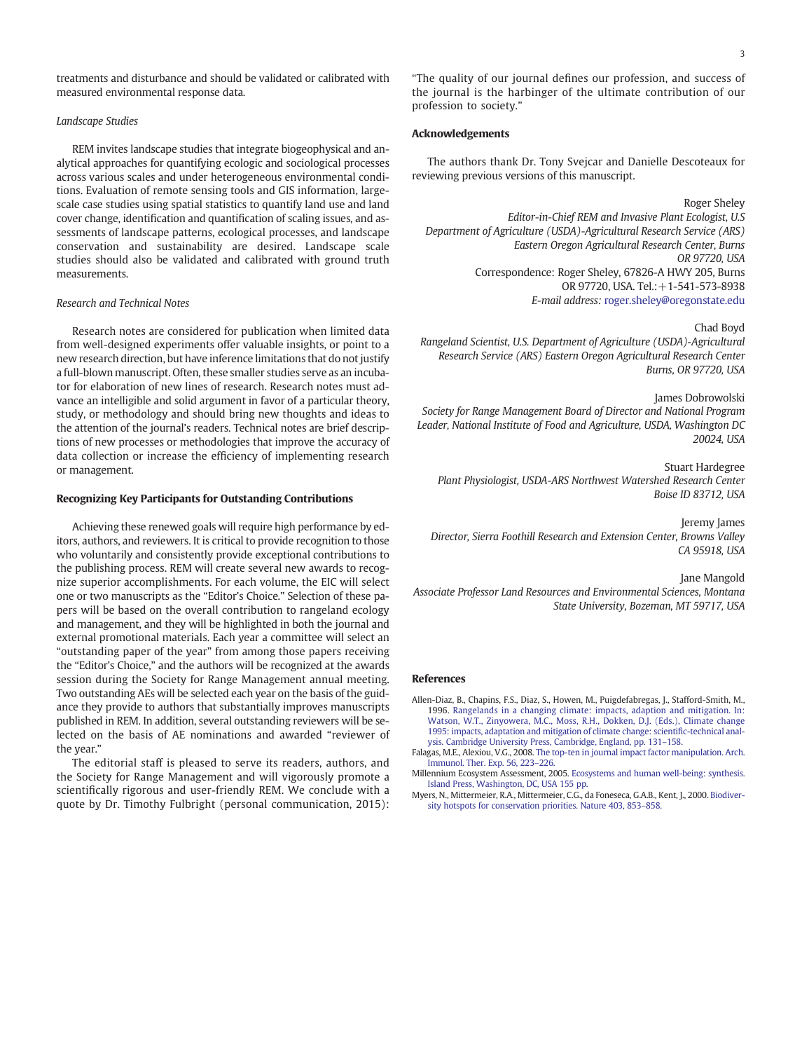treatments and disturbance and should be validated or calibrated with measured environmental response data.

*Landscape Studies*

REM invites landscape studies that integrate biogeophysical and analytical approaches for quantifying ecologic and sociological processes across various scales and under heterogeneous environmental conditions. Evaluation of remote sensing tools and GIS information, large-scale case studies using spatial statistics to quantify land use and land cover change, identification and quantification of scaling issues, and assessments of landscape patterns, ecological processes, and landscape conservation and sustainability are desired. Landscape scale studies should also be validated and calibrated with ground truth measurements.

*Research and Technical Notes*

Research notes are considered for publication when limited data from well-designed experiments offer valuable insights, or point to a new research direction, but have inference limitations that do not justify a full-blown manuscript. Often, these smaller studies serve as an incubator for elaboration of new lines of research. Research notes must advance an intelligible and solid argument in favor of a particular theory, study, or methodology and should bring new thoughts and ideas to the attention of the journal's readers. Technical notes are brief descriptions of new processes or methodologies that improve the accuracy of data collection or increase the efficiency of implementing research or management.

## Recognizing Key Participants for Outstanding Contributions

Achieving these renewed goals will require high performance by editors, authors, and reviewers. It is critical to provide recognition to those who voluntarily and consistently provide exceptional contributions to the publishing process. REM will create several new awards to recognize superior accomplishments. For each volume, the EIC will select one or two manuscripts as the "Editor's Choice." Selection of these papers will be based on the overall contribution to rangeland ecology and management, and they will be highlighted in both the journal and external promotional materials. Each year a committee will select an "outstanding paper of the year" from among those papers receiving the "Editor's Choice," and the authors will be recognized at the awards session during the Society for Range Management annual meeting. Two outstanding AEs will be selected each year on the basis of the guidance they provide to authors that substantially improves manuscripts published in REM. In addition, several outstanding reviewers will be selected on the basis of AE nominations and awarded "reviewer of the year."

The editorial staff is pleased to serve its readers, authors, and the Society for Range Management and will vigorously promote a scientifically rigorous and user-friendly REM. We conclude with a quote by Dr. Timothy Fulbright (personal communication, 2015): "The quality of our journal defines our profession, and success of the journal is the harbinger of the ultimate contribution of our profession to society."

## Acknowledgements

The authors thank Dr. Tony Svejcar and Danielle Descoteaux for reviewing previous versions of this manuscript.

Roger Sheley
*Editor-in-Chief REM and Invasive Plant Ecologist, U.S Department of Agriculture (USDA)-Agricultural Research Service (ARS) Eastern Oregon Agricultural Research Center, Burns OR 97720, USA*
Correspondence: Roger Sheley, 67826-A HWY 205, Burns OR 97720, USA. Tel.: +1-541-573-8938
*E-mail address:* roger.sheley@oregonstate.edu

Chad Boyd
*Rangeland Scientist, U.S. Department of Agriculture (USDA)-Agricultural Research Service (ARS) Eastern Oregon Agricultural Research Center Burns, OR 97720, USA*

James Dobrowolski
*Society for Range Management Board of Director and National Program Leader, National Institute of Food and Agriculture, USDA, Washington DC 20024, USA*

Stuart Hardegree
*Plant Physiologist, USDA-ARS Northwest Watershed Research Center Boise ID 83712, USA*

Jeremy James
*Director, Sierra Foothill Research and Extension Center, Browns Valley CA 95918, USA*

Jane Mangold
*Associate Professor Land Resources and Environmental Sciences, Montana State University, Bozeman, MT 59717, USA*

## References

Allen-Diaz, B., Chapins, F.S., Diaz, S., Howen, M., Puigdefabregas, J., Stafford-Smith, M., 1996. Rangelands in a changing climate: impacts, adaption and mitigation. In: Watson, W.T., Zinyowera, M.C., Moss, R.H., Dokken, D.J. (Eds.), Climate change 1995: impacts, adaptation and mitigation of climate change: scientific-technical analysis. Cambridge University Press, Cambridge, England, pp. 131–158.

Falagas, M.E., Alexiou, V.G., 2008. The top-ten in journal impact factor manipulation. Arch. Immunol. Ther. Exp. 56, 223–226.

Millennium Ecosystem Assessment, 2005. Ecosystems and human well-being: synthesis. Island Press, Washington, DC, USA 155 pp.

Myers, N., Mittermeier, R.A., Mittermeier, C.G., da Foneseca, G.A.B., Kent, J., 2000. Biodiversity hotspots for conservation priorities. Nature 403, 853–858.